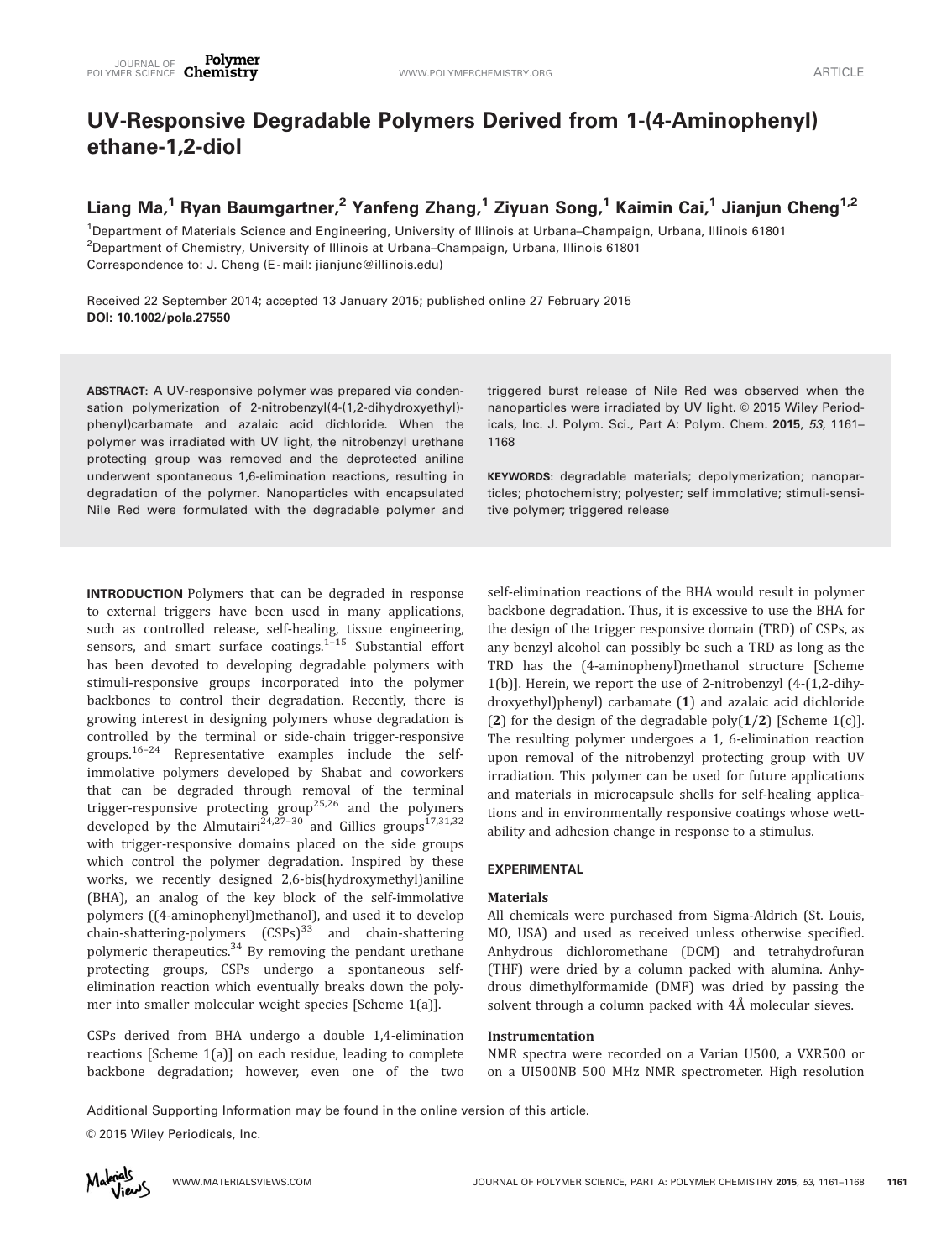# UV-Responsive Degradable Polymers Derived from 1-(4-Aminophenyl) ethane-1,2-diol

**Liang Ma,[1] Ryan Baumgartner,[2] Yanfeng Zhang,[1] Ziyuan Song,[1] Kaimin Cai,[1] Jianjun Cheng[1,2]**

[1]Department of Materials Science and Engineering, University of Illinois at Urbana–Champaign, Urbana, Illinois 61801
[2]Department of Chemistry, University of Illinois at Urbana–Champaign, Urbana, Illinois 61801
Correspondence to: J. Cheng (E-mail: jianjunc@illinois.edu)

Received 22 September 2014; accepted 13 January 2015; published online 27 February 2015
**DOI: 10.1002/pola.27550**

**ABSTRACT:** A UV-responsive polymer was prepared via condensation polymerization of 2-nitrobenzyl(4-(1,2-dihydroxyethyl)-phenyl)carbamate and azalaic acid dichloride. When the polymer was irradiated with UV light, the nitrobenzyl urethane protecting group was removed and the deprotected aniline underwent spontaneous 1,6-elimination reactions, resulting in degradation of the polymer. Nanoparticles with encapsulated Nile Red were formulated with the degradable polymer and triggered burst release of Nile Red was observed when the nanoparticles were irradiated by UV light. © 2015 Wiley Periodicals, Inc. J. Polym. Sci., Part A: Polym. Chem. **2015**, *53*, 1161–1168

**KEYWORDS:** degradable materials; depolymerization; nanoparticles; photochemistry; polyester; self immolative; stimuli-sensitive polymer; triggered release

**INTRODUCTION** Polymers that can be degraded in response to external triggers have been used in many applications, such as controlled release, self-healing, tissue engineering, sensors, and smart surface coatings.[1–15] Substantial effort has been devoted to developing degradable polymers with stimuli-responsive groups incorporated into the polymer backbones to control their degradation. Recently, there is growing interest in designing polymers whose degradation is controlled by the terminal or side-chain trigger-responsive groups.[16–24] Representative examples include the self-immolative polymers developed by Shabat and coworkers that can be degraded through removal of the terminal trigger-responsive protecting group[25,26] and the polymers developed by the Almutairi[24,27–30] and Gillies groups[17,31,32] with trigger-responsive domains placed on the side groups which control the polymer degradation. Inspired by these works, we recently designed 2,6-bis(hydroxymethyl)aniline (BHA), an analog of the key block of the self-immolative polymers ((4-aminophenyl)methanol), and used it to develop chain-shattering-polymers (CSPs)[33] and chain-shattering polymeric therapeutics.[34] By removing the pendant urethane protecting groups, CSPs undergo a spontaneous self-elimination reaction which eventually breaks down the polymer into smaller molecular weight species [Scheme 1(a)].

CSPs derived from BHA undergo a double 1,4-elimination reactions [Scheme 1(a)] on each residue, leading to complete backbone degradation; however, even one of the two self-elimination reactions of the BHA would result in polymer backbone degradation. Thus, it is excessive to use the BHA for the design of the trigger responsive domain (TRD) of CSPs, as any benzyl alcohol can possibly be such a TRD as long as the TRD has the (4-aminophenyl)methanol structure [Scheme 1(b)]. Herein, we report the use of 2-nitrobenzyl (4-(1,2-dihydroxyethyl)phenyl) carbamate (**1**) and azalaic acid dichloride (**2**) for the design of the degradable poly(**1**/**2**) [Scheme 1(c)]. The resulting polymer undergoes a 1, 6-elimination reaction upon removal of the nitrobenzyl protecting group with UV irradiation. This polymer can be used for future applications and materials in microcapsule shells for self-healing applications and in environmentally responsive coatings whose wettability and adhesion change in response to a stimulus.

## EXPERIMENTAL

### Materials

All chemicals were purchased from Sigma-Aldrich (St. Louis, MO, USA) and used as received unless otherwise specified. Anhydrous dichloromethane (DCM) and tetrahydrofuran (THF) were dried by a column packed with alumina. Anhydrous dimethylformamide (DMF) was dried by passing the solvent through a column packed with 4Å molecular sieves.

### Instrumentation

NMR spectra were recorded on a Varian U500, a VXR500 or on a UI500NB 500 MHz NMR spectrometer. High resolution

Additional Supporting Information may be found in the online version of this article.

© 2015 Wiley Periodicals, Inc.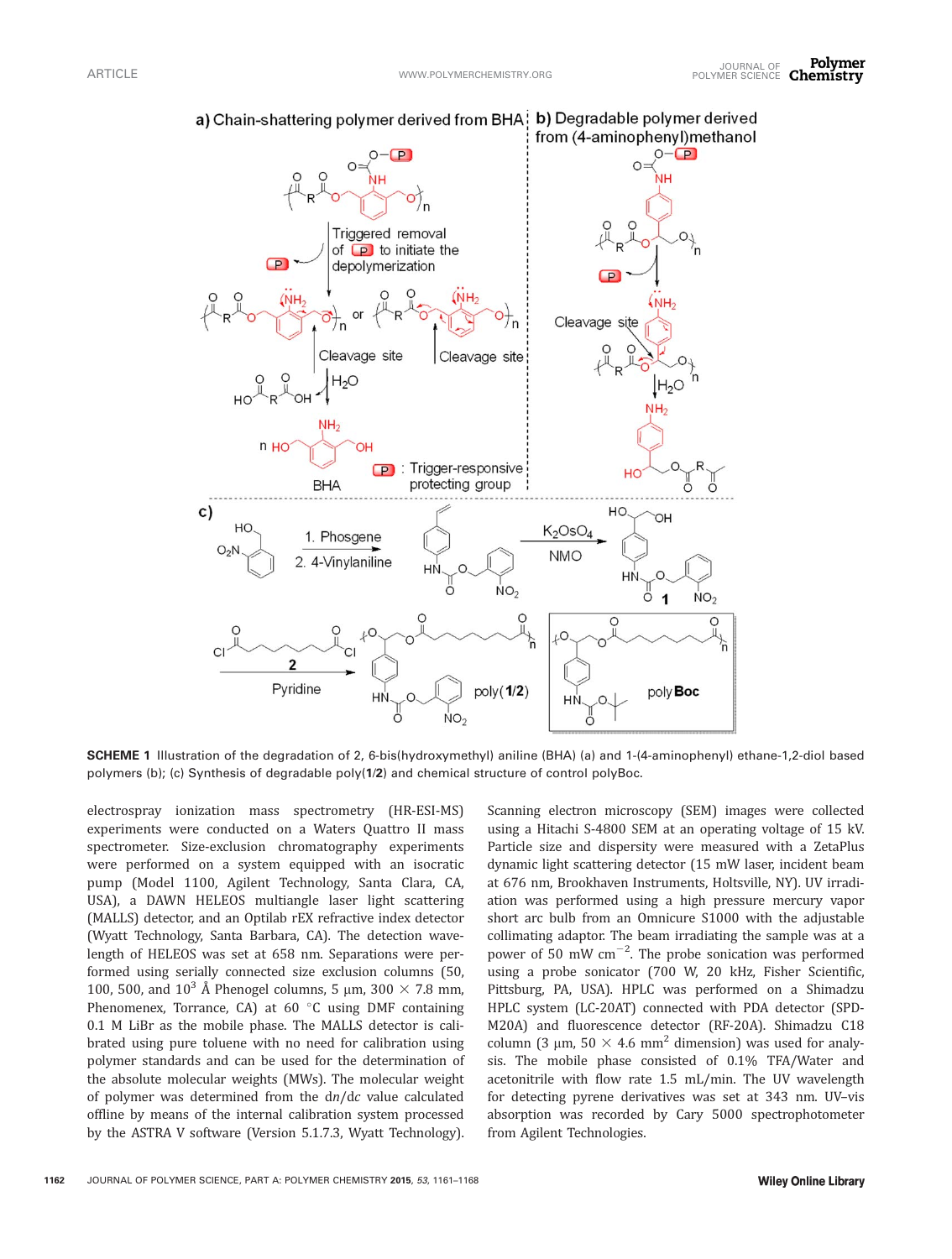**SCHEME 1** Illustration of the degradation of 2, 6-bis(hydroxymethyl) aniline (BHA) (a) and 1-(4-aminophenyl) ethane-1,2-diol based polymers (b); (c) Synthesis of degradable poly(**1**/**2**) and chemical structure of control polyBoc.

electrospray ionization mass spectrometry (HR-ESI-MS) experiments were conducted on a Waters Quattro II mass spectrometer. Size-exclusion chromatography experiments were performed on a system equipped with an isocratic pump (Model 1100, Agilent Technology, Santa Clara, CA, USA), a DAWN HELEOS multiangle laser light scattering (MALLS) detector, and an Optilab rEX refractive index detector (Wyatt Technology, Santa Barbara, CA). The detection wavelength of HELEOS was set at 658 nm. Separations were performed using serially connected size exclusion columns (50, 100, 500, and $10^3$ Å Phenogel columns, 5 μm, 300 × 7.8 mm, Phenomenex, Torrance, CA) at 60 °C using DMF containing 0.1 M LiBr as the mobile phase. The MALLS detector is calibrated using pure toluene with no need for calibration using polymer standards and can be used for the determination of the absolute molecular weights (MWs). The molecular weight of polymer was determined from the d*n*/d*c* value calculated offline by means of the internal calibration system processed by the ASTRA V software (Version 5.1.7.3, Wyatt Technology). Scanning electron microscopy (SEM) images were collected using a Hitachi S-4800 SEM at an operating voltage of 15 kV. Particle size and dispersity were measured with a ZetaPlus dynamic light scattering detector (15 mW laser, incident beam at 676 nm, Brookhaven Instruments, Holtsville, NY). UV irradiation was performed using a high pressure mercury vapor short arc bulb from an Omnicure S1000 with the adjustable collimating adaptor. The beam irradiating the sample was at a power of 50 mW $cm^{-2}$. The probe sonication was performed using a probe sonicator (700 W, 20 kHz, Fisher Scientific, Pittsburg, PA, USA). HPLC was performed on a Shimadzu HPLC system (LC-20AT) connected with PDA detector (SPD-M20A) and fluorescence detector (RF-20A). Shimadzu C18 column (3 μm, 50 × 4.6 $mm^2$ dimension) was used for analysis. The mobile phase consisted of 0.1% TFA/Water and acetonitrile with flow rate 1.5 mL/min. The UV wavelength for detecting pyrene derivatives was set at 343 nm. UV–vis absorption was recorded by Cary 5000 spectrophotometer from Agilent Technologies.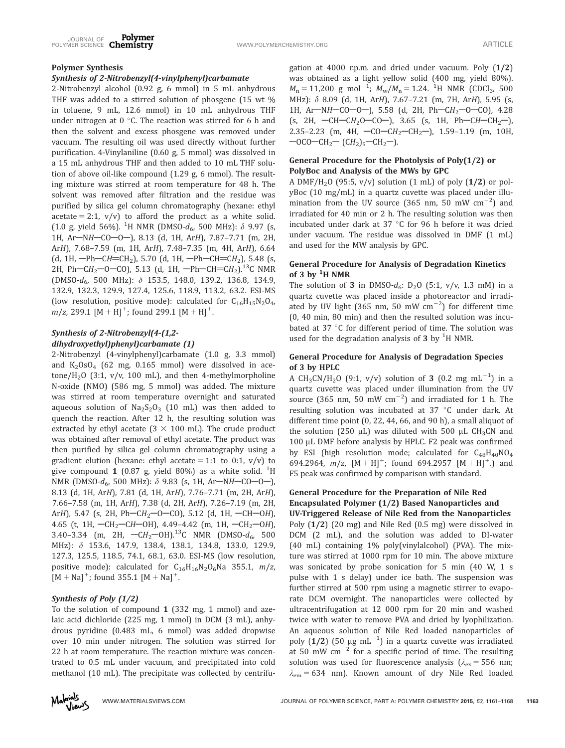### Polymer Synthesis

#### *Synthesis of 2-Nitrobenzyl(4-vinylphenyl)carbamate*

2-Nitrobenzyl alcohol (0.92 g, 6 mmol) in 5 mL anhydrous THF was added to a stirred solution of phosgene (15 wt % in toluene, 9 mL, 12.6 mmol) in 10 mL anhydrous THF under nitrogen at 0 °C. The reaction was stirred for 6 h and then the solvent and excess phosgene was removed under vacuum. The resulting oil was used directly without further purification. 4-Vinylaniline (0.60 g, 5 mmol) was dissolved in a 15 mL anhydrous THF and then added to 10 mL THF solution of above oil-like compound (1.29 g, 6 mmol). The resulting mixture was stirred at room temperature for 48 h. The solvent was removed after filtration and the residue was purified by silica gel column chromatography (hexane: ethyl acetate = 2:1, v/v) to afford the product as a white solid. (1.0 g, yield 56%). $^1$H NMR (DMSO-$d_6$, 500 MHz): δ 9.97 (s, 1H, Ar—N*H*—CO—O—), 8.13 (d, 1H, Ar*H*), 7.87–7.71 (m, 2H, Ar*H*), 7.68–7.59 (m, 1H, Ar*H*), 7.48–7.35 (m, 4H, Ar*H*), 6.64 (d, 1H, —Ph—C*H*=CH$_2$), 5.70 (d, 1H, —Ph—CH=C*H*$_2$), 5.48 (s, 2H, Ph—C*H*$_2$—O—CO), 5.13 (d, 1H, —Ph—CH=C*H*$_2$).$^{13}$C NMR (DMSO-$d_6$, 500 MHz): δ 153.5, 148.0, 139.2, 136.8, 134.9, 132.9, 132.3, 129.9, 127.4, 125.6, 118.9, 113.2, 63.2. ESI-MS (low resolution, positive mode): calculated for $C_{16}H_{15}N_2O_4$, *m/z*, 299.1 $[M + H]^+$; found 299.1 $[M + H]^+$.

#### *Synthesis of 2-Nitrobenzyl(4-(1,2-dihydroxyethyl)phenyl)carbamate (1)*

2-Nitrobenzyl (4-vinylphenyl)carbamate (1.0 g, 3.3 mmol) and $K_2OsO_4$ (62 mg, 0.165 mmol) were dissolved in acetone/$H_2O$ (3:1, v/v, 100 mL), and then 4-methylmorpholine N-oxide (NMO) (586 mg, 5 mmol) was added. The mixture was stirred at room temperature overnight and saturated aqueous solution of $Na_2S_2O_3$ (10 mL) was then added to quench the reaction. After 12 h, the resulting solution was extracted by ethyl acetate (3 × 100 mL). The crude product was obtained after removal of ethyl acetate. The product was then purified by silica gel column chromatography using a gradient elution (hexane: ethyl acetate = 1:1 to 0:1, v/v) to give compound **1** (0.87 g, yield 80%) as a white solid. $^1$H NMR (DMSO-$d_6$, 500 MHz): δ 9.83 (s, 1H, Ar—N*H*—CO—O—), 8.13 (d, 1H, Ar*H*), 7.81 (d, 1H, Ar*H*), 7.76–7.71 (m, 2H, Ar*H*), 7.66–7.58 (m, 1H, Ar*H*), 7.38 (d, 2H, Ar*H*), 7.26–7.19 (m, 2H, Ar*H*), 5.47 (s, 2H, Ph—C*H*$_2$—O—CO), 5.12 (d, 1H, —CH—O*H*), 4.65 (t, 1H, —CH$_2$—C*H*—OH), 4.49–4.42 (m, 1H, —CH$_2$—O*H*), 3.40–3.34 (m, 2H, —C*H*$_2$—OH).$^{13}$C NMR (DMSO-$d_6$, 500 MHz): δ 153.6, 147.9, 138.4, 138.1, 134.8, 133.0, 129.9, 127.3, 125.5, 118.5, 74.1, 68.1, 63.0. ESI-MS (low resolution, positive mode): calculated for $C_{16}H_{16}N_2O_6Na$ 355.1, *m/z*, $[M + Na]^+$; found 355.1 $[M + Na]^+$.

#### *Synthesis of Poly (1/2)*

To the solution of compound **1** (332 mg, 1 mmol) and azelaic acid dichloride (225 mg, 1 mmol) in DCM (3 mL), anhydrous pyridine (0.483 mL, 6 mmol) was added dropwise over 10 min under nitrogen. The solution was stirred for 22 h at room temperature. The reaction mixture was concentrated to 0.5 mL under vacuum, and precipitated into cold methanol (10 mL). The precipitate was collected by centrifugation at 4000 r.p.m. and dried under vacuum. Poly (**1/2**) was obtained as a light yellow solid (400 mg, yield 80%). $M_n$ = 11,200 g mol$^{-1}$; $M_w/M_n$ = 1.24. $^1$H NMR (CDCl$_3$, 500 MHz): δ 8.09 (d, 1H, Ar*H*), 7.67–7.21 (m, 7H, Ar*H*), 5.95 (s, 1H, Ar—N*H*—CO—O—), 5.58 (d, 2H, Ph—C*H*$_2$—O—CO), 4.28 (s, 2H, —CH—C*H*$_2$O—CO—), 3.65 (s, 1H, Ph—C*H*—CH$_2$—), 2.35–2.23 (m, 4H, —CO—C*H*$_2$—CH$_2$—), 1.59–1.19 (m, 10H, —OCO—CH$_2$— (C*H*$_2$)$_5$—CH$_2$—).

### General Procedure for the Photolysis of Poly(1/2) or PolyBoc and Analysis of the MWs by GPC

A DMF/$H_2O$ (95:5, v/v) solution (1 mL) of poly (**1/2**) or polyBoc (10 mg/mL) in a quartz cuvette was placed under illumination from the UV source (365 nm, 50 mW cm$^{-2}$) and irradiated for 40 min or 2 h. The resulting solution was then incubated under dark at 37 °C for 96 h before it was dried under vacuum. The residue was dissolved in DMF (1 mL) and used for the MW analysis by GPC.

### General Procedure for Analysis of Degradation Kinetics of 3 by $^1$H NMR

The solution of **3** in DMSO-$d_6$: $D_2O$ (5:1, v/v, 1.3 mM) in a quartz cuvette was placed inside a photoreactor and irradiated by UV light (365 nm, 50 mW cm$^{-2}$) for different time (0, 40 min, 80 min) and then the resulted solution was incubated at 37 °C for different period of time. The solution was used for the degradation analysis of **3** by $^1$H NMR.

### General Procedure for Analysis of Degradation Species of 3 by HPLC

A $CH_3CN/H_2O$ (9:1, v/v) solution of **3** (0.2 mg mL$^{-1}$) in a quartz cuvette was placed under illumination from the UV source (365 nm, 50 mW cm$^{-2}$) and irradiated for 1 h. The resulting solution was incubated at 37 °C under dark. At different time point (0, 22, 44, 66, and 90 h), a small aliquot of the solution (250 μL) was diluted with 500 μL $CH_3CN$ and 100 μL DMF before analysis by HPLC. F2 peak was confirmed by ESI (high resolution mode; calculated for $C_{48}H_{40}NO_4$ 694.2964, *m/z*, $[M + H]^+$; found 694.2957 $[M + H]^+$.) and F5 peak was confirmed by comparison with standard.

### General Procedure for the Preparation of Nile Red Encapsulated Polymer (1/2) Based Nanoparticles and UV-Triggered Release of Nile Red from the Nanoparticles

Poly (**1/2**) (20 mg) and Nile Red (0.5 mg) were dissolved in DCM (2 mL), and the solution was added to DI-water (40 mL) containing 1% poly(vinylalcohol) (PVA). The mixture was stirred at 1000 rpm for 10 min. The above mixture was sonicated by probe sonication for 5 min (40 W, 1 s pulse with 1 s delay) under ice bath. The suspension was further stirred at 500 rpm using a magnetic stirrer to evaporate DCM overnight. The nanoparticles were collected by ultracentrifugation at 12 000 rpm for 20 min and washed twice with water to remove PVA and dried by lyophilization. An aqueous solution of Nile Red loaded nanoparticles of poly (**1/2**) (50 μg mL$^{-1}$) in a quartz cuvette was irradiated at 50 mW cm$^{-2}$ for a specific period of time. The resulting solution was used for fluorescence analysis ($\lambda_{ex}$ = 556 nm; $\lambda_{em}$ = 634 nm). Known amount of dry Nile Red loaded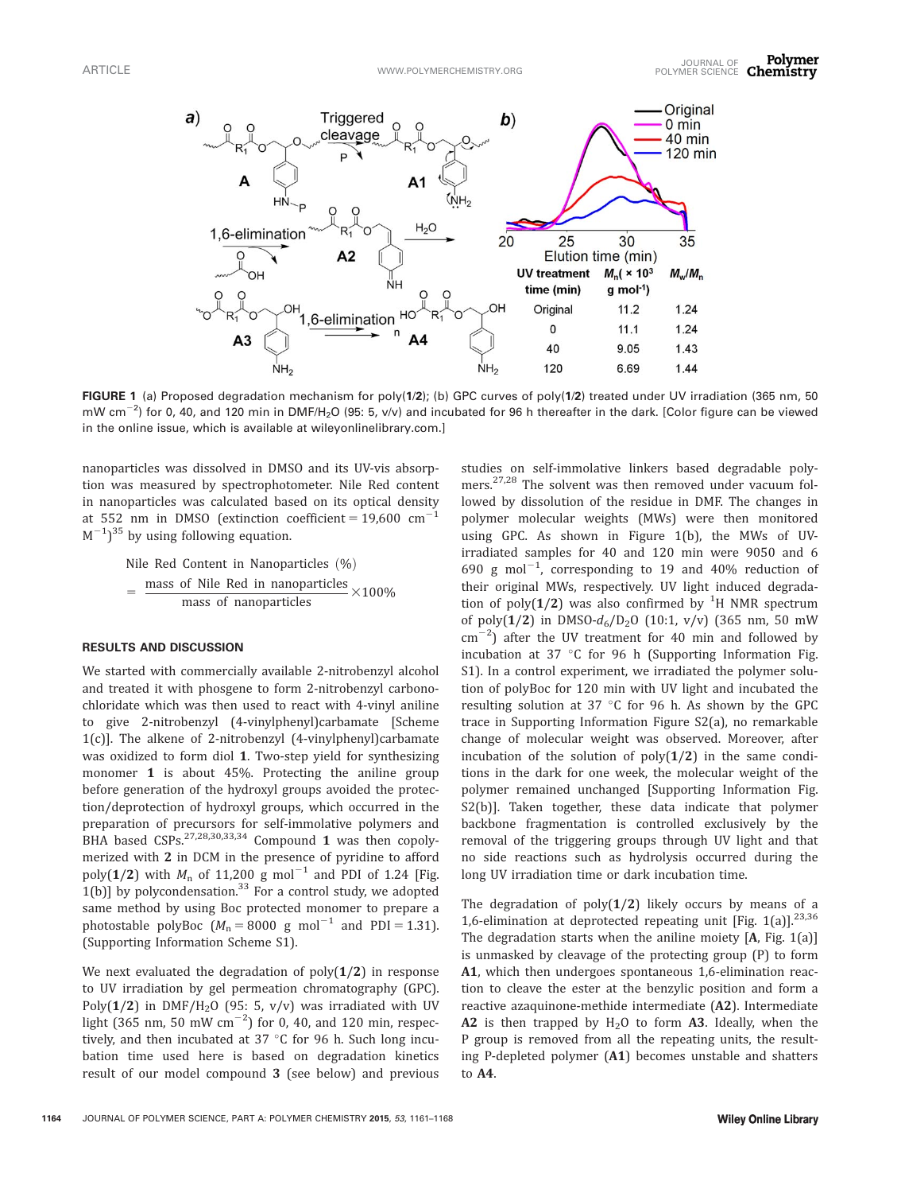| UV treatment time (min) | $M_n$ ($\times 10^3$ g mol$^{-1}$) | $M_w/M_n$ |
|---|---|---|
| Original | 11.2 | 1.24 |
| 0 | 11.1 | 1.24 |
| 40 | 9.05 | 1.43 |
| 120 | 6.69 | 1.44 |

**FIGURE 1** (a) Proposed degradation mechanism for poly(**1**/**2**); (b) GPC curves of poly(**1**/**2**) treated under UV irradiation (365 nm, 50 mW cm$^{-2}$) for 0, 40, and 120 min in DMF/$H_2O$ (95: 5, v/v) and incubated for 96 h thereafter in the dark. [Color figure can be viewed in the online issue, which is available at wileyonlinelibrary.com.]

nanoparticles was dissolved in DMSO and its UV-vis absorption was measured by spectrophotometer. Nile Red content in nanoparticles was calculated based on its optical density at 552 nm in DMSO (extinction coefficient = 19,600 cm$^{-1}$ M$^{-1}$)[35] by using following equation.

$$\text{Nile Red Content in Nanoparticles (\%)} = \frac{\text{mass of Nile Red in nanoparticles}}{\text{mass of nanoparticles}} \times 100\%$$

## RESULTS AND DISCUSSION

We started with commercially available 2-nitrobenzyl alcohol and treated it with phosgene to form 2-nitrobenzyl carbonochloridate which was then used to react with 4-vinyl aniline to give 2-nitrobenzyl (4-vinylphenyl)carbamate [Scheme 1(c)]. The alkene of 2-nitrobenzyl (4-vinylphenyl)carbamate was oxidized to form diol **1**. Two-step yield for synthesizing monomer **1** is about 45%. Protecting the aniline group before generation of the hydroxyl groups avoided the protection/deprotection of hydroxyl groups, which occurred in the preparation of precursors for self-immolative polymers and BHA based CSPs.[27,28,30,33,34] Compound **1** was then copolymerized with **2** in DCM in the presence of pyridine to afford poly(**1**/**2**) with $M_n$ of 11,200 g mol$^{-1}$ and PDI of 1.24 [Fig. 1(b)] by polycondensation.[33] For a control study, we adopted same method by using Boc protected monomer to prepare a photostable polyBoc ($M_n$ = 8000 g mol$^{-1}$ and PDI = 1.31). (Supporting Information Scheme S1).

We next evaluated the degradation of poly(**1**/**2**) in response to UV irradiation by gel permeation chromatography (GPC). Poly(**1**/**2**) in DMF/$H_2O$ (95: 5, v/v) was irradiated with UV light (365 nm, 50 mW cm$^{-2}$) for 0, 40, and 120 min, respectively, and then incubated at 37 °C for 96 h. Such long incubation time used here is based on degradation kinetics result of our model compound **3** (see below) and previous studies on self-immolative linkers based degradable polymers.[27,28] The solvent was then removed under vacuum followed by dissolution of the residue in DMF. The changes in polymer molecular weights (MWs) were then monitored using GPC. As shown in Figure 1(b), the MWs of UV-irradiated samples for 40 and 120 min were 9050 and 6 690 g mol$^{-1}$, corresponding to 19 and 40% reduction of their original MWs, respectively. UV light induced degradation of poly(**1**/**2**) was also confirmed by $^1$H NMR spectrum of poly(**1**/**2**) in DMSO-$d_6$/$D_2O$ (10:1, v/v) (365 nm, 50 mW cm$^{-2}$) after the UV treatment for 40 min and followed by incubation at 37 °C for 96 h (Supporting Information Fig. S1). In a control experiment, we irradiated the polymer solution of polyBoc for 120 min with UV light and incubated the resulting solution at 37 °C for 96 h. As shown by the GPC trace in Supporting Information Figure S2(a), no remarkable change of molecular weight was observed. Moreover, after incubation of the solution of poly(**1**/**2**) in the same conditions in the dark for one week, the molecular weight of the polymer remained unchanged [Supporting Information Fig. S2(b)]. Taken together, these data indicate that polymer backbone fragmentation is controlled exclusively by the removal of the triggering groups through UV light and that no side reactions such as hydrolysis occurred during the long UV irradiation time or dark incubation time.

The degradation of poly(**1**/**2**) likely occurs by means of a 1,6-elimination at deprotected repeating unit [Fig. 1(a)].[23,36] The degradation starts when the aniline moiety [**A**, Fig. 1(a)] is unmasked by cleavage of the protecting group (P) to form **A1**, which then undergoes spontaneous 1,6-elimination reaction to cleave the ester at the benzylic position and form a reactive azaquinone-methide intermediate (**A2**). Intermediate **A2** is then trapped by $H_2O$ to form **A3**. Ideally, when the P group is removed from all the repeating units, the resulting P-depleted polymer (**A1**) becomes unstable and shatters to **A4**.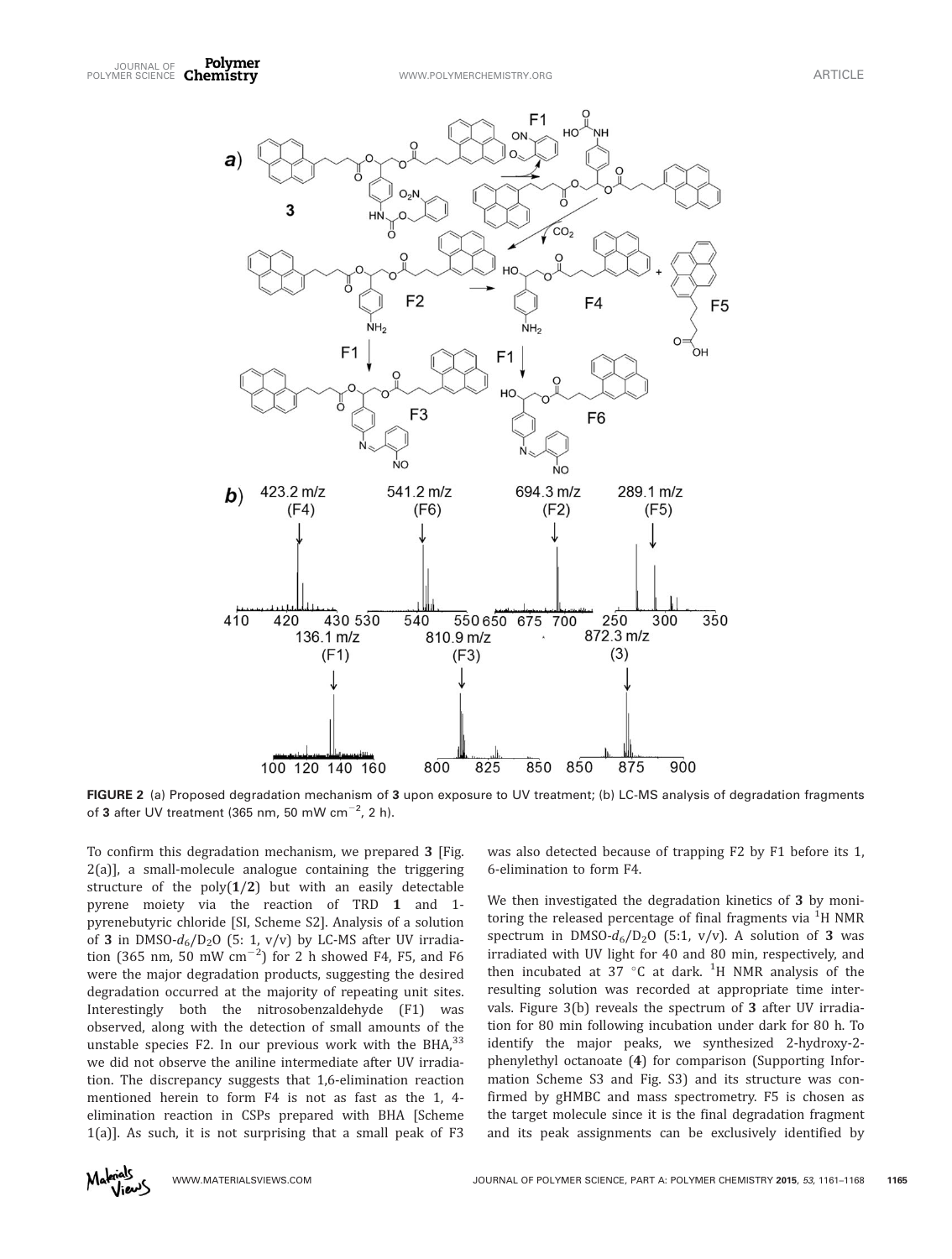FIGURE 2 (a) Proposed degradation mechanism of **3** upon exposure to UV treatment; (b) LC-MS analysis of degradation fragments of **3** after UV treatment (365 nm, 50 mW cm$^{-2}$, 2 h).

To confirm this degradation mechanism, we prepared **3** [Fig. 2(a)], a small-molecule analogue containing the triggering structure of the poly(**1**/**2**) but with an easily detectable pyrene moiety via the reaction of TRD **1** and 1-pyrenebutyric chloride [SI, Scheme S2]. Analysis of a solution of **3** in DMSO-$d_6$/$D_2O$ (5: 1, v/v) by LC-MS after UV irradiation (365 nm, 50 mW cm$^{-2}$) for 2 h showed F4, F5, and F6 were the major degradation products, suggesting the desired degradation occurred at the majority of repeating unit sites. Interestingly both the nitrosobenzaldehyde (F1) was observed, along with the detection of small amounts of the unstable species F2. In our previous work with the BHA,[33] we did not observe the aniline intermediate after UV irradiation. The discrepancy suggests that 1,6-elimination reaction mentioned herein to form F4 is not as fast as the 1, 4-elimination reaction in CSPs prepared with BHA [Scheme 1(a)]. As such, it is not surprising that a small peak of F3 was also detected because of trapping F2 by F1 before its 1, 6-elimination to form F4.

We then investigated the degradation kinetics of **3** by monitoring the released percentage of final fragments via $^{1}$H NMR spectrum in DMSO-$d_6$/$D_2O$ (5:1, v/v). A solution of **3** was irradiated with UV light for 40 and 80 min, respectively, and then incubated at 37 °C at dark. $^{1}$H NMR analysis of the resulting solution was recorded at appropriate time intervals. Figure 3(b) reveals the spectrum of **3** after UV irradiation for 80 min following incubation under dark for 80 h. To identify the major peaks, we synthesized 2-hydroxy-2-phenylethyl octanoate (**4**) for comparison (Supporting Information Scheme S3 and Fig. S3) and its structure was confirmed by gHMBC and mass spectrometry. F5 is chosen as the target molecule since it is the final degradation fragment and its peak assignments can be exclusively identified by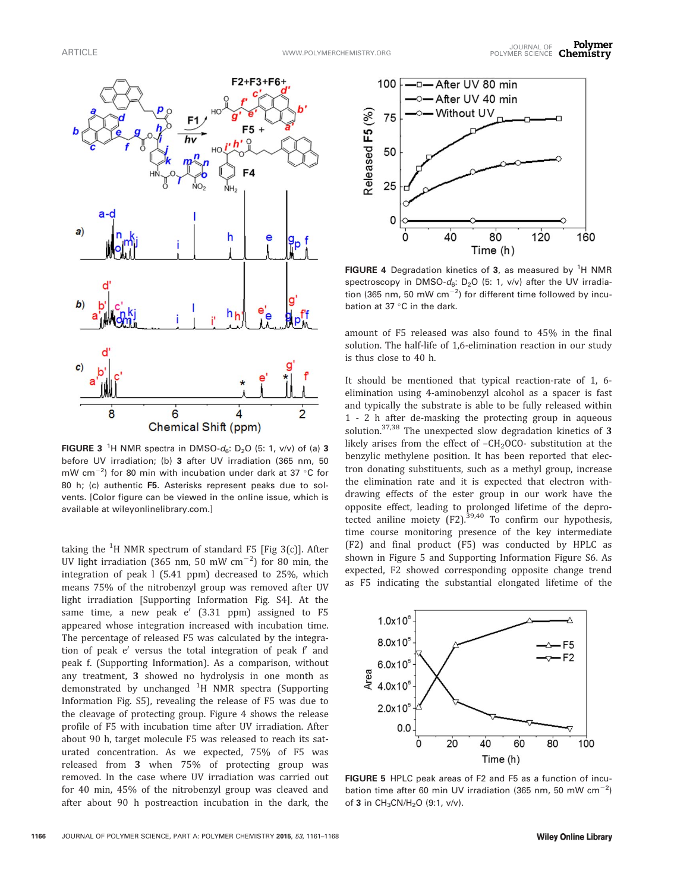FIGURE 3 $^1$H NMR spectra in DMSO-$d_6$: $D_2O$ (5: 1, v/v) of (a) **3** before UV irradiation; (b) **3** after UV irradiation (365 nm, 50 mW cm$^{-2}$) for 80 min with incubation under dark at 37 °C for 80 h; (c) authentic **F5**. Asterisks represent peaks due to solvents. [Color figure can be viewed in the online issue, which is available at wileyonlinelibrary.com.]

taking the $^1$H NMR spectrum of standard F5 [Fig 3(c)]. After UV light irradiation (365 nm, 50 mW cm$^{-2}$) for 80 min, the integration of peak l (5.41 ppm) decreased to 25%, which means 75% of the nitrobenzyl group was removed after UV light irradiation [Supporting Information Fig. S4]. At the same time, a new peak e′ (3.31 ppm) assigned to F5 appeared whose integration increased with incubation time. The percentage of released F5 was calculated by the integration of peak e′ versus the total integration of peak f′ and peak f. (Supporting Information). As a comparison, without any treatment, **3** showed no hydrolysis in one month as demonstrated by unchanged $^1$H NMR spectra (Supporting Information Fig. S5), revealing the release of F5 was due to the cleavage of protecting group. Figure 4 shows the release profile of F5 with incubation time after UV irradiation. After about 90 h, target molecule F5 was released to reach its saturated concentration. As we expected, 75% of F5 was released from **3** when 75% of protecting group was removed. In the case where UV irradiation was carried out for 40 min, 45% of the nitrobenzyl group was cleaved and after about 90 h postreaction incubation in the dark, the amount of F5 released was also found to 45% in the final solution. The half-life of 1,6-elimination reaction in our study is thus close to 40 h.

FIGURE 4 Degradation kinetics of **3**, as measured by $^1$H NMR spectroscopy in DMSO-$d_6$: $D_2O$ (5: 1, v/v) after the UV irradiation (365 nm, 50 mW cm$^{-2}$) for different time followed by incubation at 37 °C in the dark.

It should be mentioned that typical reaction-rate of 1, 6-elimination using 4-aminobenzyl alcohol as a spacer is fast and typically the substrate is able to be fully released within 1 - 2 h after de-masking the protecting group in aqueous solution.[37,38] The unexpected slow degradation kinetics of **3** likely arises from the effect of –$CH_2OCO$- substitution at the benzylic methylene position. It has been reported that electron donating substituents, such as a methyl group, increase the elimination rate and it is expected that electron withdrawing effects of the ester group in our work have the opposite effect, leading to prolonged lifetime of the deprotected aniline moiety (F2).[39,40] To confirm our hypothesis, time course monitoring presence of the key intermediate (F2) and final product (F5) was conducted by HPLC as shown in Figure 5 and Supporting Information Figure S6. As expected, F2 showed corresponding opposite change trend as F5 indicating the substantial elongated lifetime of the

FIGURE 5 HPLC peak areas of F2 and F5 as a function of incubation time after 60 min UV irradiation (365 nm, 50 mW cm$^{-2}$) of **3** in $CH_3CN/H_2O$ (9:1, v/v).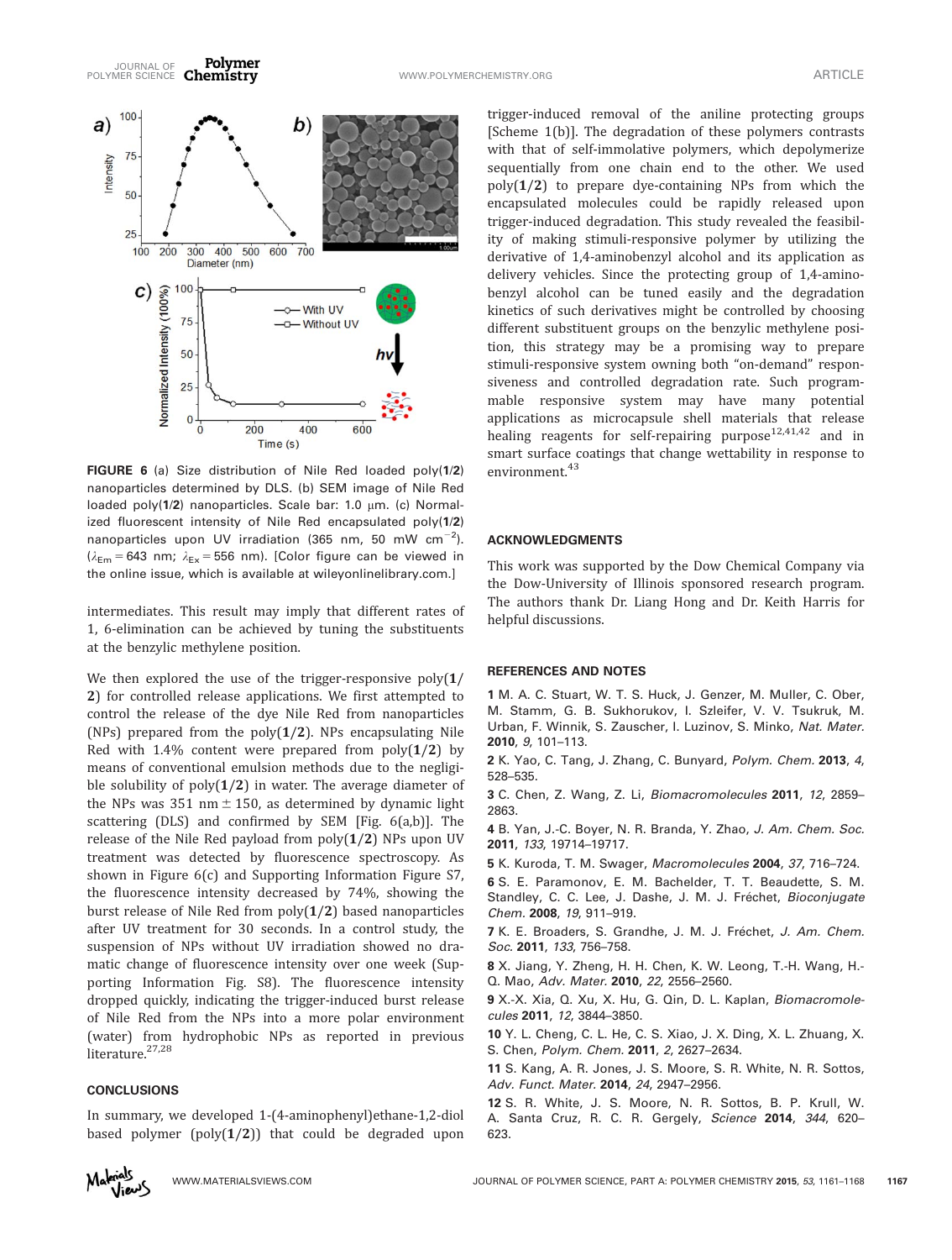FIGURE 6 (a) Size distribution of Nile Red loaded poly(**1**/**2**) nanoparticles determined by DLS. (b) SEM image of Nile Red loaded poly(**1**/**2**) nanoparticles. Scale bar: 1.0 μm. (c) Normalized fluorescent intensity of Nile Red encapsulated poly(**1**/**2**) nanoparticles upon UV irradiation (365 nm, 50 mW cm$^{-2}$). ($\lambda_{Em}$ = 643 nm; $\lambda_{Ex}$ = 556 nm). [Color figure can be viewed in the online issue, which is available at wileyonlinelibrary.com.]

intermediates. This result may imply that different rates of 1, 6-elimination can be achieved by tuning the substituents at the benzylic methylene position.

We then explored the use of the trigger-responsive poly(**1**/**2**) for controlled release applications. We first attempted to control the release of the dye Nile Red from nanoparticles (NPs) prepared from the poly(**1**/**2**). NPs encapsulating Nile Red with 1.4% content were prepared from poly(**1**/**2**) by means of conventional emulsion methods due to the negligible solubility of poly(**1**/**2**) in water. The average diameter of the NPs was 351 nm ± 150, as determined by dynamic light scattering (DLS) and confirmed by SEM [Fig. 6(a,b)]. The release of the Nile Red payload from poly(**1**/**2**) NPs upon UV treatment was detected by fluorescence spectroscopy. As shown in Figure 6(c) and Supporting Information Figure S7, the fluorescence intensity decreased by 74%, showing the burst release of Nile Red from poly(**1**/**2**) based nanoparticles after UV treatment for 30 seconds. In a control study, the suspension of NPs without UV irradiation showed no dramatic change of fluorescence intensity over one week (Supporting Information Fig. S8). The fluorescence intensity dropped quickly, indicating the trigger-induced burst release of Nile Red from the NPs into a more polar environment (water) from hydrophobic NPs as reported in previous literature.[27,28]

## CONCLUSIONS

In summary, we developed 1-(4-aminophenyl)ethane-1,2-diol based polymer (poly(**1**/**2**)) that could be degraded upon trigger-induced removal of the aniline protecting groups [Scheme 1(b)]. The degradation of these polymers contrasts with that of self-immolative polymers, which depolymerize sequentially from one chain end to the other. We used poly(**1**/**2**) to prepare dye-containing NPs from which the encapsulated molecules could be rapidly released upon trigger-induced degradation. This study revealed the feasibility of making stimuli-responsive polymer by utilizing the derivative of 1,4-aminobenzyl alcohol and its application as delivery vehicles. Since the protecting group of 1,4-aminobenzyl alcohol can be tuned easily and the degradation kinetics of such derivatives might be controlled by choosing different substituent groups on the benzylic methylene position, this strategy may be a promising way to prepare stimuli-responsive system owning both "on-demand" responsiveness and controlled degradation rate. Such programmable responsive system may have many potential applications as microcapsule shell materials that release healing reagents for self-repairing purpose[12,41,42] and in smart surface coatings that change wettability in response to environment.[43]

## ACKNOWLEDGMENTS

This work was supported by the Dow Chemical Company via the Dow-University of Illinois sponsored research program. The authors thank Dr. Liang Hong and Dr. Keith Harris for helpful discussions.

## REFERENCES AND NOTES

**1** M. A. C. Stuart, W. T. S. Huck, J. Genzer, M. Muller, C. Ober, M. Stamm, G. B. Sukhorukov, I. Szleifer, V. V. Tsukruk, M. Urban, F. Winnik, S. Zauscher, I. Luzinov, S. Minko, *Nat. Mater.* **2010**, *9*, 101–113.

**2** K. Yao, C. Tang, J. Zhang, C. Bunyard, *Polym. Chem.* **2013**, *4*, 528–535.

**3** C. Chen, Z. Wang, Z. Li, *Biomacromolecules* **2011**, *12*, 2859–2863.

**4** B. Yan, J.-C. Boyer, N. R. Branda, Y. Zhao, *J. Am. Chem. Soc.* **2011**, *133*, 19714–19717.

**5** K. Kuroda, T. M. Swager, *Macromolecules* **2004**, *37*, 716–724.

**6** S. E. Paramonov, E. M. Bachelder, T. T. Beaudette, S. M. Standley, C. C. Lee, J. Dashe, J. M. J. Fréchet, *Bioconjugate Chem.* **2008**, *19*, 911–919.

**7** K. E. Broaders, S. Grandhe, J. M. J. Fréchet, *J. Am. Chem. Soc.* **2011**, *133*, 756–758.

**8** X. Jiang, Y. Zheng, H. H. Chen, K. W. Leong, T.-H. Wang, H.-Q. Mao, *Adv. Mater.* **2010**, *22*, 2556–2560.

**9** X.-X. Xia, Q. Xu, X. Hu, G. Qin, D. L. Kaplan, *Biomacromolecules* **2011**, *12*, 3844–3850.

**10** Y. L. Cheng, C. L. He, C. S. Xiao, J. X. Ding, X. L. Zhuang, X. S. Chen, *Polym. Chem.* **2011**, *2*, 2627–2634.

**11** S. Kang, A. R. Jones, J. S. Moore, S. R. White, N. R. Sottos, *Adv. Funct. Mater.* **2014**, *24*, 2947–2956.

**12** S. R. White, J. S. Moore, N. R. Sottos, B. P. Krull, W. A. Santa Cruz, R. C. R. Gergely, *Science* **2014**, *344*, 620–623.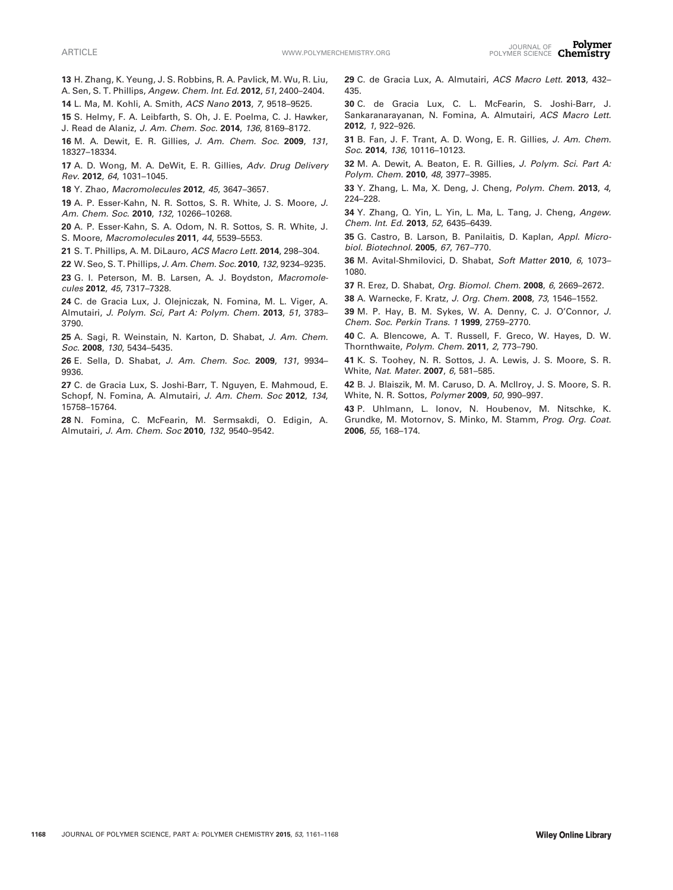13 H. Zhang, K. Yeung, J. S. Robbins, R. A. Pavlick, M. Wu, R. Liu, A. Sen, S. T. Phillips, *Angew. Chem. Int. Ed.* **2012**, *51*, 2400–2404.

14 L. Ma, M. Kohli, A. Smith, *ACS Nano* **2013**, *7*, 9518–9525.

15 S. Helmy, F. A. Leibfarth, S. Oh, J. E. Poelma, C. J. Hawker, J. Read de Alaniz, *J. Am. Chem. Soc.* **2014**, *136*, 8169–8172.

16 M. A. Dewit, E. R. Gillies, *J. Am. Chem. Soc.* **2009**, *131*, 18327–18334.

17 A. D. Wong, M. A. DeWit, E. R. Gillies, *Adv. Drug Delivery Rev.* **2012**, *64*, 1031–1045.

18 Y. Zhao, *Macromolecules* **2012**, *45*, 3647–3657.

19 A. P. Esser-Kahn, N. R. Sottos, S. R. White, J. S. Moore, *J. Am. Chem. Soc.* **2010**, *132*, 10266–10268.

20 A. P. Esser-Kahn, S. A. Odom, N. R. Sottos, S. R. White, J. S. Moore, *Macromolecules* **2011**, *44*, 5539–5553.

21 S. T. Phillips, A. M. DiLauro, *ACS Macro Lett.* **2014**, 298–304.

22 W. Seo, S. T. Phillips, *J. Am. Chem. Soc.* **2010**, *132*, 9234–9235.

23 G. I. Peterson, M. B. Larsen, A. J. Boydston, *Macromolecules* **2012**, *45*, 7317–7328.

24 C. de Gracia Lux, J. Olejniczak, N. Fomina, M. L. Viger, A. Almutairi, *J. Polym. Sci, Part A: Polym. Chem.* **2013**, *51*, 3783–3790.

25 A. Sagi, R. Weinstain, N. Karton, D. Shabat, *J. Am. Chem. Soc.* **2008**, *130*, 5434–5435.

26 E. Sella, D. Shabat, *J. Am. Chem. Soc.* **2009**, *131*, 9934–9936.

27 C. de Gracia Lux, S. Joshi-Barr, T. Nguyen, E. Mahmoud, E. Schopf, N. Fomina, A. Almutairi, *J. Am. Chem. Soc* **2012**, *134*, 15758–15764.

28 N. Fomina, C. McFearin, M. Sermsakdi, O. Edigin, A. Almutairi, *J. Am. Chem. Soc* **2010**, *132*, 9540–9542.

29 C. de Gracia Lux, A. Almutairi, *ACS Macro Lett.* **2013**, 432–435.

30 C. de Gracia Lux, C. L. McFearin, S. Joshi-Barr, J. Sankaranarayanan, N. Fomina, A. Almutairi, *ACS Macro Lett.* **2012**, *1*, 922–926.

31 B. Fan, J. F. Trant, A. D. Wong, E. R. Gillies, *J. Am. Chem. Soc.* **2014**, *136*, 10116–10123.

32 M. A. Dewit, A. Beaton, E. R. Gillies, *J. Polym. Sci. Part A: Polym. Chem.* **2010**, *48*, 3977–3985.

33 Y. Zhang, L. Ma, X. Deng, J. Cheng, *Polym. Chem.* **2013**, *4*, 224–228.

34 Y. Zhang, Q. Yin, L. Yin, L. Ma, L. Tang, J. Cheng, *Angew. Chem. Int. Ed.* **2013**, *52*, 6435–6439.

35 G. Castro, B. Larson, B. Panilaitis, D. Kaplan, *Appl. Microbiol. Biotechnol.* **2005**, *67*, 767–770.

36 M. Avital-Shmilovici, D. Shabat, *Soft Matter* **2010**, *6*, 1073–1080.

37 R. Erez, D. Shabat, *Org. Biomol. Chem.* **2008**, *6*, 2669–2672.

38 A. Warnecke, F. Kratz, *J. Org. Chem.* **2008**, *73*, 1546–1552.

39 M. P. Hay, B. M. Sykes, W. A. Denny, C. J. O'Connor, *J. Chem. Soc. Perkin Trans. 1* **1999**, 2759–2770.

40 C. A. Blencowe, A. T. Russell, F. Greco, W. Hayes, D. W. Thornthwaite, *Polym. Chem.* **2011**, *2*, 773–790.

41 K. S. Toohey, N. R. Sottos, J. A. Lewis, J. S. Moore, S. R. White, *Nat. Mater.* **2007**, *6*, 581–585.

42 B. J. Blaiszik, M. M. Caruso, D. A. McIlroy, J. S. Moore, S. R. White, N. R. Sottos, *Polymer* **2009**, *50*, 990–997.

43 P. Uhlmann, L. Ionov, N. Houbenov, M. Nitschke, K. Grundke, M. Motornov, S. Minko, M. Stamm, *Prog. Org. Coat.* **2006**, *55*, 168–174.